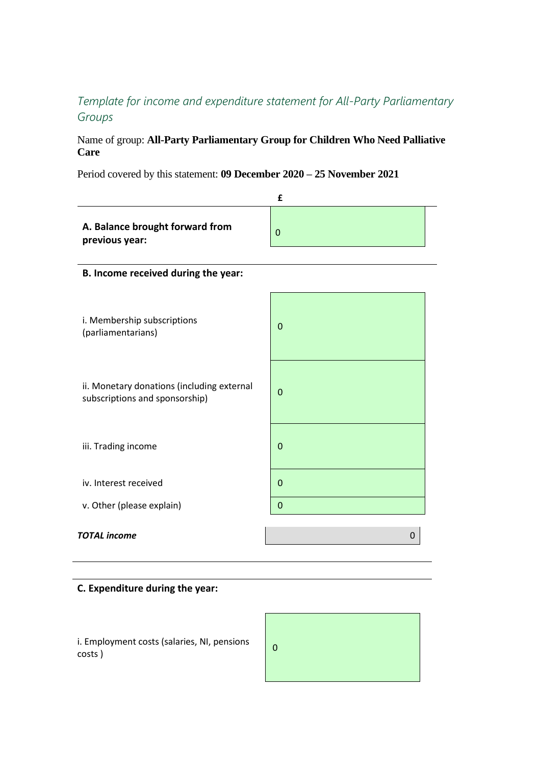## *Template for income and expenditure statement for All-Party Parliamentary Groups*

Name of group: **All-Party Parliamentary Group for Children Who Need Palliative Care**

Period covered by this statement: **09 December 2020 – 25 November 2021**

| | £ |
|---|---|
| **A. Balance brought forward from previous year:** | 0 |

**B. Income received during the year:**

| | |
|---|---|
| i. Membership subscriptions (parliamentarians) | 0 |
| ii. Monetary donations (including external subscriptions and sponsorship) | 0 |
| iii. Trading income | 0 |
| iv. Interest received | 0 |
| v. Other (please explain) | 0 |
| ***TOTAL income*** | 0 |

**C. Expenditure during the year:**

| | |
|---|---|
| i. Employment costs (salaries, NI, pensions costs ) | 0 |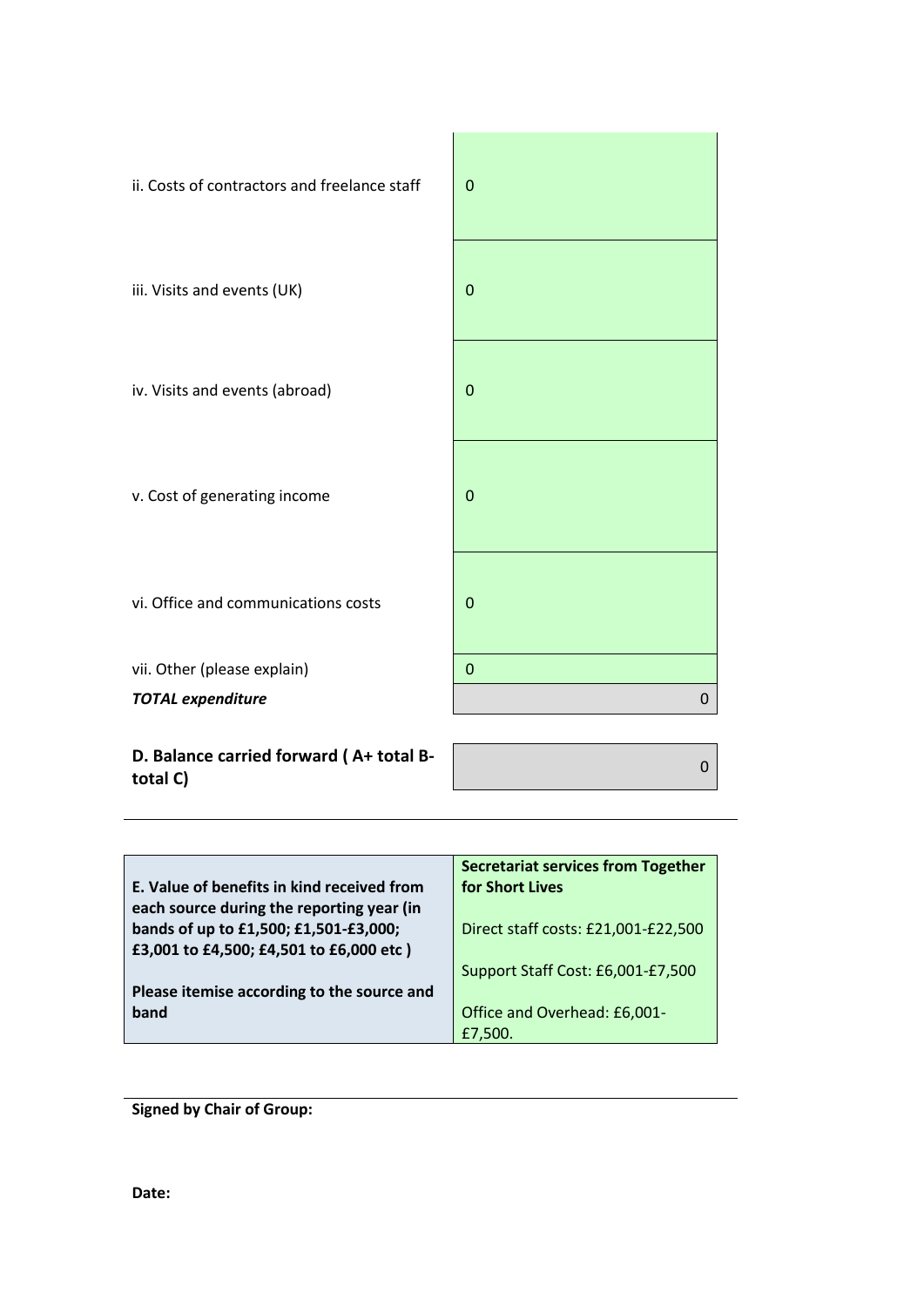| | |
|---|---|
| ii. Costs of contractors and freelance staff | 0 |
| iii. Visits and events (UK) | 0 |
| iv. Visits and events (abroad) | 0 |
| v. Cost of generating income | 0 |
| vi. Office and communications costs | 0 |
| vii. Other (please explain) | 0 |
| ***TOTAL expenditure*** | 0 |

| | |
|---|---|
| **D. Balance carried forward ( A+ total B- total C)** | 0 |

| | |
|---|---|
| **E. Value of benefits in kind received from each source during the reporting year (in bands of up to £1,500; £1,501-£3,000; £3,001 to £4,500; £4,501 to £6,000 etc )**<br><br>**Please itemise according to the source and band** | **Secretariat services from Together for Short Lives**<br><br>Direct staff costs: £21,001-£22,500<br><br>Support Staff Cost: £6,001-£7,500<br><br>Office and Overhead: £6,001-£7,500. |

**Signed by Chair of Group:**

**Date:**